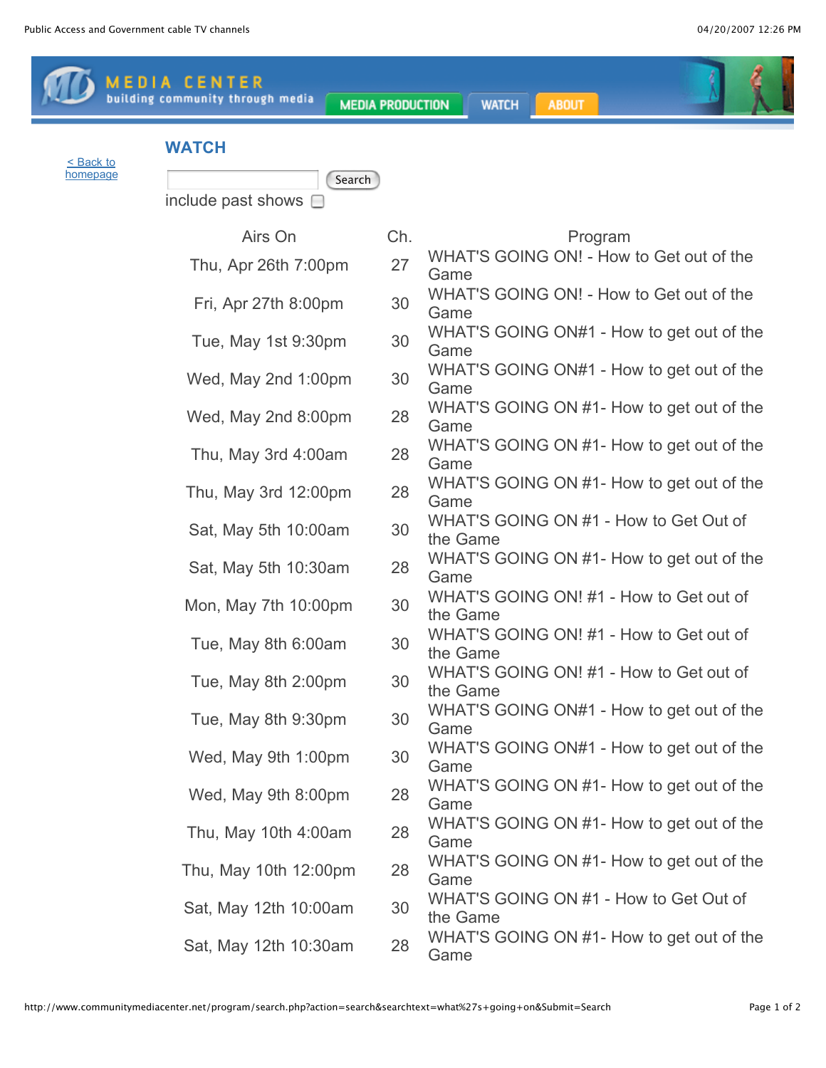MEDIA CENTER
building community through media

MEDIA PRODUCTION | WATCH | ABOUT

< Back to homepage

## WATCH

Search

include past shows

| Airs On | Ch. | Program |
|---|---|---|
| Thu, Apr 26th 7:00pm | 27 | WHAT'S GOING ON! - How to Get out of the Game |
| Fri, Apr 27th 8:00pm | 30 | WHAT'S GOING ON! - How to Get out of the Game |
| Tue, May 1st 9:30pm | 30 | WHAT'S GOING ON#1 - How to get out of the Game |
| Wed, May 2nd 1:00pm | 30 | WHAT'S GOING ON#1 - How to get out of the Game |
| Wed, May 2nd 8:00pm | 28 | WHAT'S GOING ON #1- How to get out of the Game |
| Thu, May 3rd 4:00am | 28 | WHAT'S GOING ON #1- How to get out of the Game |
| Thu, May 3rd 12:00pm | 28 | WHAT'S GOING ON #1- How to get out of the Game |
| Sat, May 5th 10:00am | 30 | WHAT'S GOING ON #1 - How to Get Out of the Game |
| Sat, May 5th 10:30am | 28 | WHAT'S GOING ON #1- How to get out of the Game |
| Mon, May 7th 10:00pm | 30 | WHAT'S GOING ON! #1 - How to Get out of the Game |
| Tue, May 8th 6:00am | 30 | WHAT'S GOING ON! #1 - How to Get out of the Game |
| Tue, May 8th 2:00pm | 30 | WHAT'S GOING ON! #1 - How to Get out of the Game |
| Tue, May 8th 9:30pm | 30 | WHAT'S GOING ON#1 - How to get out of the Game |
| Wed, May 9th 1:00pm | 30 | WHAT'S GOING ON#1 - How to get out of the Game |
| Wed, May 9th 8:00pm | 28 | WHAT'S GOING ON #1- How to get out of the Game |
| Thu, May 10th 4:00am | 28 | WHAT'S GOING ON #1- How to get out of the Game |
| Thu, May 10th 12:00pm | 28 | WHAT'S GOING ON #1- How to get out of the Game |
| Sat, May 12th 10:00am | 30 | WHAT'S GOING ON #1 - How to Get Out of the Game |
| Sat, May 12th 10:30am | 28 | WHAT'S GOING ON #1- How to get out of the Game |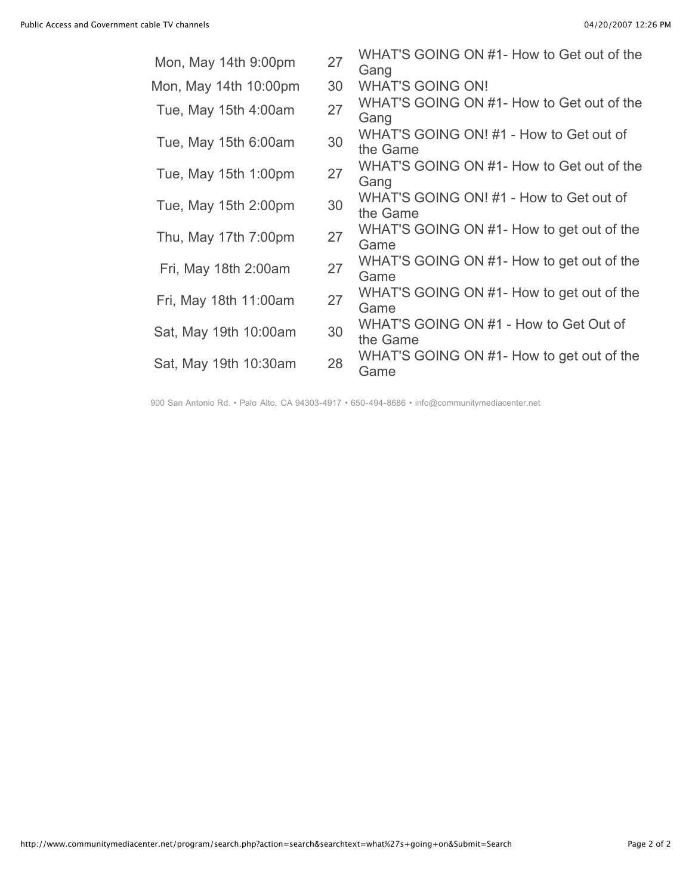| | | |
|---|---|---|
| Mon, May 14th 9:00pm | 27 | WHAT'S GOING ON #1- How to Get out of the Gang |
| Mon, May 14th 10:00pm | 30 | WHAT'S GOING ON! |
| Tue, May 15th 4:00am | 27 | WHAT'S GOING ON #1- How to Get out of the Gang |
| Tue, May 15th 6:00am | 30 | WHAT'S GOING ON! #1 - How to Get out of the Game |
| Tue, May 15th 1:00pm | 27 | WHAT'S GOING ON #1- How to Get out of the Gang |
| Tue, May 15th 2:00pm | 30 | WHAT'S GOING ON! #1 - How to Get out of the Game |
| Thu, May 17th 7:00pm | 27 | WHAT'S GOING ON #1- How to get out of the Game |
| Fri, May 18th 2:00am | 27 | WHAT'S GOING ON #1- How to get out of the Game |
| Fri, May 18th 11:00am | 27 | WHAT'S GOING ON #1- How to get out of the Game |
| Sat, May 19th 10:00am | 30 | WHAT'S GOING ON #1 - How to Get Out of the Game |
| Sat, May 19th 10:30am | 28 | WHAT'S GOING ON #1- How to get out of the Game |

900 San Antonio Rd. • Palo Alto, CA 94303-4917 • 650-494-8686 • info@communitymediacenter.net